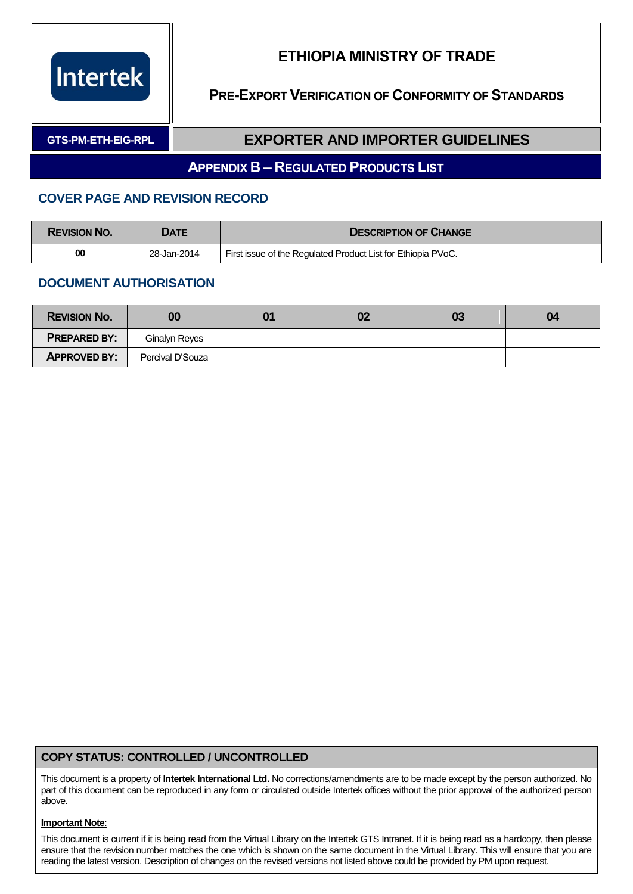Intertek

# ETHIOPIA MINISTRY OF TRADE

## PRE-EXPORT VERIFICATION OF CONFORMITY OF STANDARDS

GTS-PM-ETH-EIG-RPL

## EXPORTER AND IMPORTER GUIDELINES

## APPENDIX B – REGULATED PRODUCTS LIST

### COVER PAGE AND REVISION RECORD

| REVISION NO. | DATE | DESCRIPTION OF CHANGE |
|---|---|---|
| 00 | 28-Jan-2014 | First issue of the Regulated Product List for Ethiopia PVoC. |

### DOCUMENT AUTHORISATION

| REVISION NO. | 00 | 01 | 02 | 03 | 04 |
|---|---|---|---|---|---|
| PREPARED BY: | Ginalyn Reyes | | | | |
| APPROVED BY: | Percival D'Souza | | | | |

**COPY STATUS: CONTROLLED / ~~UNCONTROLLED~~**

This document is a property of **Intertek International Ltd.** No corrections/amendments are to be made except by the person authorized. No part of this document can be reproduced in any form or circulated outside Intertek offices without the prior approval of the authorized person above.

**Important Note**:

This document is current if it is being read from the Virtual Library on the Intertek GTS Intranet. If it is being read as a hardcopy, then please ensure that the revision number matches the one which is shown on the same document in the Virtual Library. This will ensure that you are reading the latest version. Description of changes on the revised versions not listed above could be provided by PM upon request.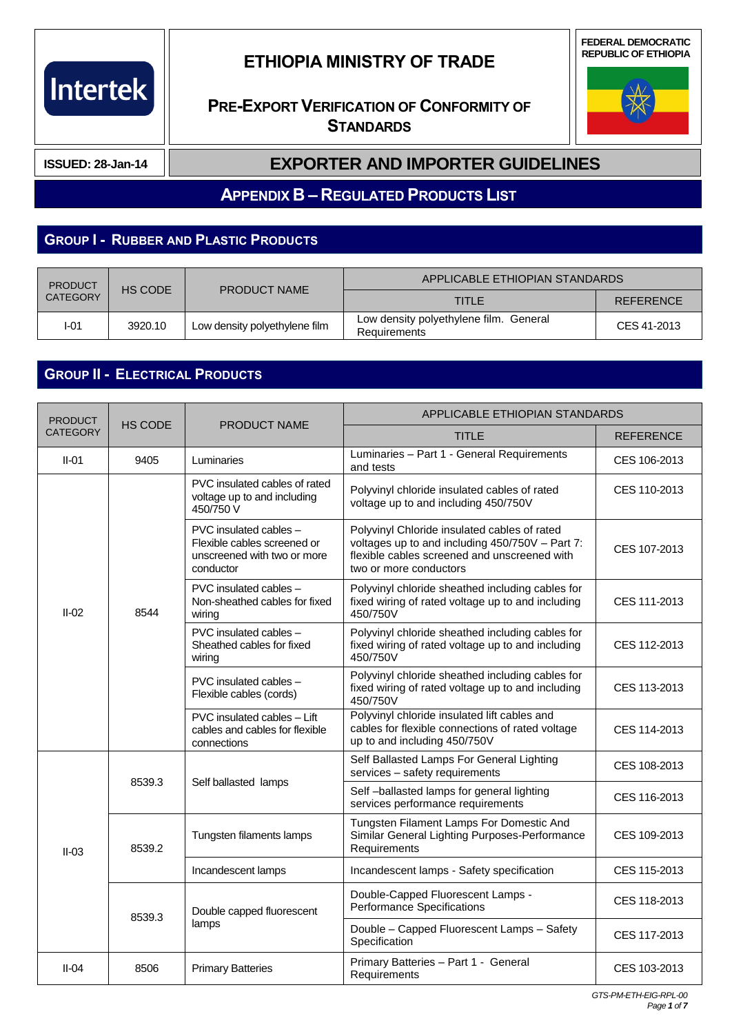# ETHIOPIA MINISTRY OF TRADE

## PRE-EXPORT VERIFICATION OF CONFORMITY OF STANDARDS

FEDERAL DEMOCRATIC REPUBLIC OF ETHIOPIA

**ISSUED: 28-Jan-14**

## EXPORTER AND IMPORTER GUIDELINES

## APPENDIX B – REGULATED PRODUCTS LIST

### GROUP I - RUBBER AND PLASTIC PRODUCTS

| PRODUCT CATEGORY | HS CODE | PRODUCT NAME | APPLICABLE ETHIOPIAN STANDARDS | |
|---|---|---|---|---|
| | | | TITLE | REFERENCE |
| I-01 | 3920.10 | Low density polyethylene film | Low density polyethylene film. General Requirements | CES 41-2013 |

### GROUP II - ELECTRICAL PRODUCTS

| PRODUCT CATEGORY | HS CODE | PRODUCT NAME | APPLICABLE ETHIOPIAN STANDARDS | |
|---|---|---|---|---|
| | | | TITLE | REFERENCE |
| II-01 | 9405 | Luminaries | Luminaries – Part 1 - General Requirements and tests | CES 106-2013 |
| II-02 | 8544 | PVC insulated cables of rated voltage up to and including 450/750 V | Polyvinyl chloride insulated cables of rated voltage up to and including 450/750V | CES 110-2013 |
| | | PVC insulated cables – Flexible cables screened or unscreened with two or more conductor | Polyvinyl Chloride insulated cables of rated voltages up to and including 450/750V – Part 7: flexible cables screened and unscreened with two or more conductors | CES 107-2013 |
| | | PVC insulated cables – Non-sheathed cables for fixed wiring | Polyvinyl chloride sheathed including cables for fixed wiring of rated voltage up to and including 450/750V | CES 111-2013 |
| | | PVC insulated cables – Sheathed cables for fixed wiring | Polyvinyl chloride sheathed including cables for fixed wiring of rated voltage up to and including 450/750V | CES 112-2013 |
| | | PVC insulated cables – Flexible cables (cords) | Polyvinyl chloride sheathed including cables for fixed wiring of rated voltage up to and including 450/750V | CES 113-2013 |
| | | PVC insulated cables – Lift cables and cables for flexible connections | Polyvinyl chloride insulated lift cables and cables for flexible connections of rated voltage up to and including 450/750V | CES 114-2013 |
| II-03 | 8539.3 | Self ballasted lamps | Self Ballasted Lamps For General Lighting services – safety requirements | CES 108-2013 |
| | | | Self –ballasted lamps for general lighting services performance requirements | CES 116-2013 |
| | 8539.2 | Tungsten filaments lamps | Tungsten Filament Lamps For Domestic And Similar General Lighting Purposes-Performance Requirements | CES 109-2013 |
| | | Incandescent lamps | Incandescent lamps - Safety specification | CES 115-2013 |
| | 8539.3 | Double capped fluorescent lamps | Double-Capped Fluorescent Lamps - Performance Specifications | CES 118-2013 |
| | | | Double – Capped Fluorescent Lamps – Safety Specification | CES 117-2013 |
| II-04 | 8506 | Primary Batteries | Primary Batteries – Part 1 - General Requirements | CES 103-2013 |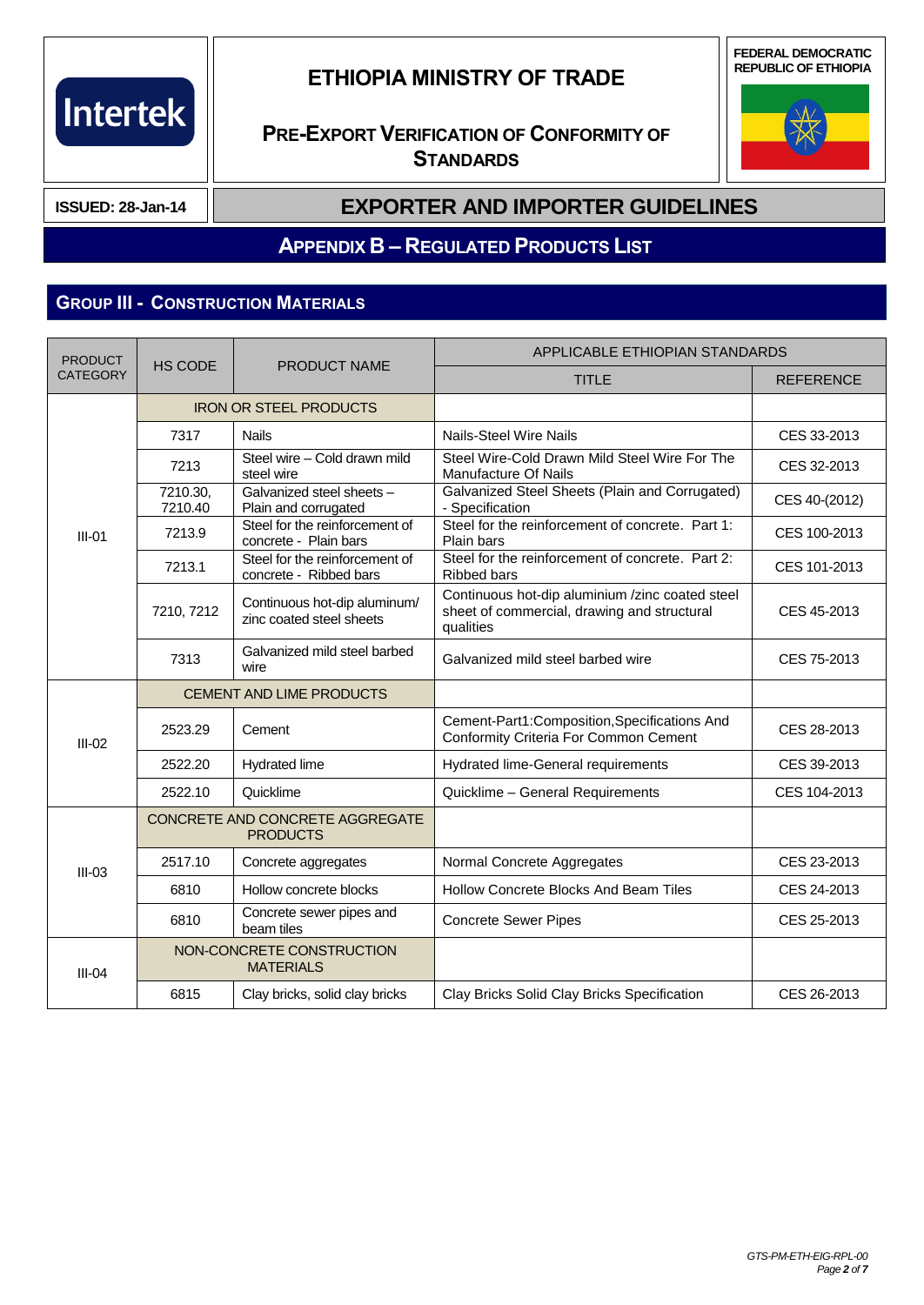# ETHIOPIA MINISTRY OF TRADE

## PRE-EXPORT VERIFICATION OF CONFORMITY OF STANDARDS

FEDERAL DEMOCRATIC REPUBLIC OF ETHIOPIA

**ISSUED: 28-Jan-14**

## EXPORTER AND IMPORTER GUIDELINES

## APPENDIX B – REGULATED PRODUCTS LIST

### GROUP III - CONSTRUCTION MATERIALS

| PRODUCT CATEGORY | HS CODE | PRODUCT NAME | APPLICABLE ETHIOPIAN STANDARDS | |
|---|---|---|---|---|
| | | | TITLE | REFERENCE |
| III-01 | IRON OR STEEL PRODUCTS | | | |
| | 7317 | Nails | Nails-Steel Wire Nails | CES 33-2013 |
| | 7213 | Steel wire – Cold drawn mild steel wire | Steel Wire-Cold Drawn Mild Steel Wire For The Manufacture Of Nails | CES 32-2013 |
| | 7210.30, 7210.40 | Galvanized steel sheets – Plain and corrugated | Galvanized Steel Sheets (Plain and Corrugated) - Specification | CES 40-(2012) |
| | 7213.9 | Steel for the reinforcement of concrete - Plain bars | Steel for the reinforcement of concrete. Part 1: Plain bars | CES 100-2013 |
| | 7213.1 | Steel for the reinforcement of concrete - Ribbed bars | Steel for the reinforcement of concrete. Part 2: Ribbed bars | CES 101-2013 |
| | 7210, 7212 | Continuous hot-dip aluminum/ zinc coated steel sheets | Continuous hot-dip aluminium /zinc coated steel sheet of commercial, drawing and structural qualities | CES 45-2013 |
| | 7313 | Galvanized mild steel barbed wire | Galvanized mild steel barbed wire | CES 75-2013 |
| III-02 | CEMENT AND LIME PRODUCTS | | | |
| | 2523.29 | Cement | Cement-Part1:Composition,Specifications And Conformity Criteria For Common Cement | CES 28-2013 |
| | 2522.20 | Hydrated lime | Hydrated lime-General requirements | CES 39-2013 |
| | 2522.10 | Quicklime | Quicklime – General Requirements | CES 104-2013 |
| III-03 | CONCRETE AND CONCRETE AGGREGATE PRODUCTS | | | |
| | 2517.10 | Concrete aggregates | Normal Concrete Aggregates | CES 23-2013 |
| | 6810 | Hollow concrete blocks | Hollow Concrete Blocks And Beam Tiles | CES 24-2013 |
| | 6810 | Concrete sewer pipes and beam tiles | Concrete Sewer Pipes | CES 25-2013 |
| III-04 | NON-CONCRETE CONSTRUCTION MATERIALS | | | |
| | 6815 | Clay bricks, solid clay bricks | Clay Bricks Solid Clay Bricks Specification | CES 26-2013 |

GTS-PM-ETH-EIG-RPL-00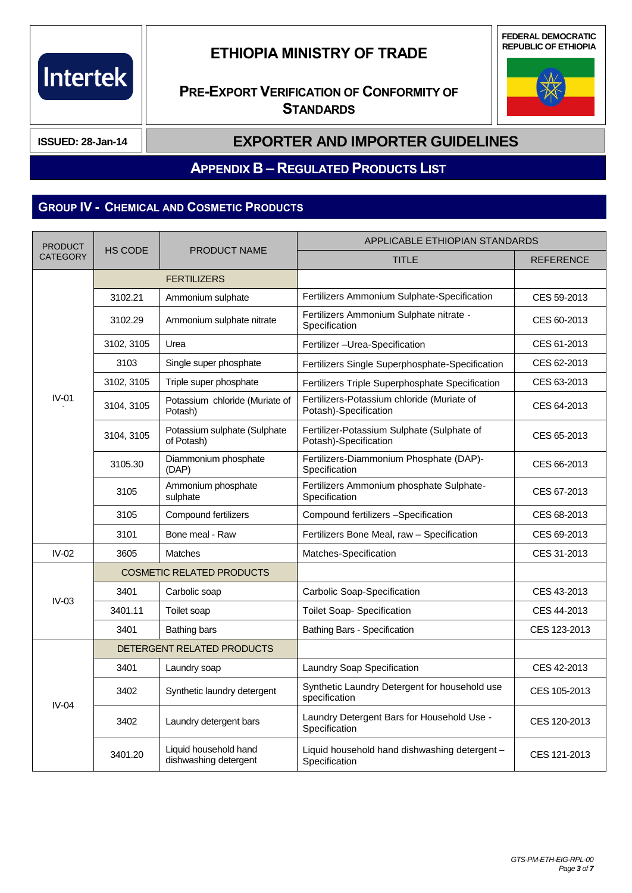# ETHIOPIA MINISTRY OF TRADE

## PRE-EXPORT VERIFICATION OF CONFORMITY OF STANDARDS

FEDERAL DEMOCRATIC REPUBLIC OF ETHIOPIA

**ISSUED: 28-Jan-14**

## EXPORTER AND IMPORTER GUIDELINES

## APPENDIX B – REGULATED PRODUCTS LIST

### GROUP IV - CHEMICAL AND COSMETIC PRODUCTS

| PRODUCT CATEGORY | HS CODE | PRODUCT NAME | APPLICABLE ETHIOPIAN STANDARDS | |
|---|---|---|---|---|
| | | | TITLE | REFERENCE |
| IV-01 | FERTILIZERS | | | |
| | 3102.21 | Ammonium sulphate | Fertilizers Ammonium Sulphate-Specification | CES 59-2013 |
| | 3102.29 | Ammonium sulphate nitrate | Fertilizers Ammonium Sulphate nitrate - Specification | CES 60-2013 |
| | 3102, 3105 | Urea | Fertilizer –Urea-Specification | CES 61-2013 |
| | 3103 | Single super phosphate | Fertilizers Single Superphosphate-Specification | CES 62-2013 |
| | 3102, 3105 | Triple super phosphate | Fertilizers Triple Superphosphate Specification | CES 63-2013 |
| | 3104, 3105 | Potassium chloride (Muriate of Potash) | Fertilizers-Potassium chloride (Muriate of Potash)-Specification | CES 64-2013 |
| | 3104, 3105 | Potassium sulphate (Sulphate of Potash) | Fertilizer-Potassium Sulphate (Sulphate of Potash)-Specification | CES 65-2013 |
| | 3105.30 | Diammonium phosphate (DAP) | Fertilizers-Diammonium Phosphate (DAP)-Specification | CES 66-2013 |
| | 3105 | Ammonium phosphate sulphate | Fertilizers Ammonium phosphate Sulphate-Specification | CES 67-2013 |
| | 3105 | Compound fertilizers | Compound fertilizers –Specification | CES 68-2013 |
| | 3101 | Bone meal - Raw | Fertilizers Bone Meal, raw – Specification | CES 69-2013 |
| IV-02 | 3605 | Matches | Matches-Specification | CES 31-2013 |
| IV-03 | COSMETIC RELATED PRODUCTS | | | |
| | 3401 | Carbolic soap | Carbolic Soap-Specification | CES 43-2013 |
| | 3401.11 | Toilet soap | Toilet Soap- Specification | CES 44-2013 |
| | 3401 | Bathing bars | Bathing Bars - Specification | CES 123-2013 |
| IV-04 | DETERGENT RELATED PRODUCTS | | | |
| | 3401 | Laundry soap | Laundry Soap Specification | CES 42-2013 |
| | 3402 | Synthetic laundry detergent | Synthetic Laundry Detergent for household use specification | CES 105-2013 |
| | 3402 | Laundry detergent bars | Laundry Detergent Bars for Household Use - Specification | CES 120-2013 |
| | 3401.20 | Liquid household hand dishwashing detergent | Liquid household hand dishwashing detergent – Specification | CES 121-2013 |

GTS-PM-ETH-EIG-RPL-00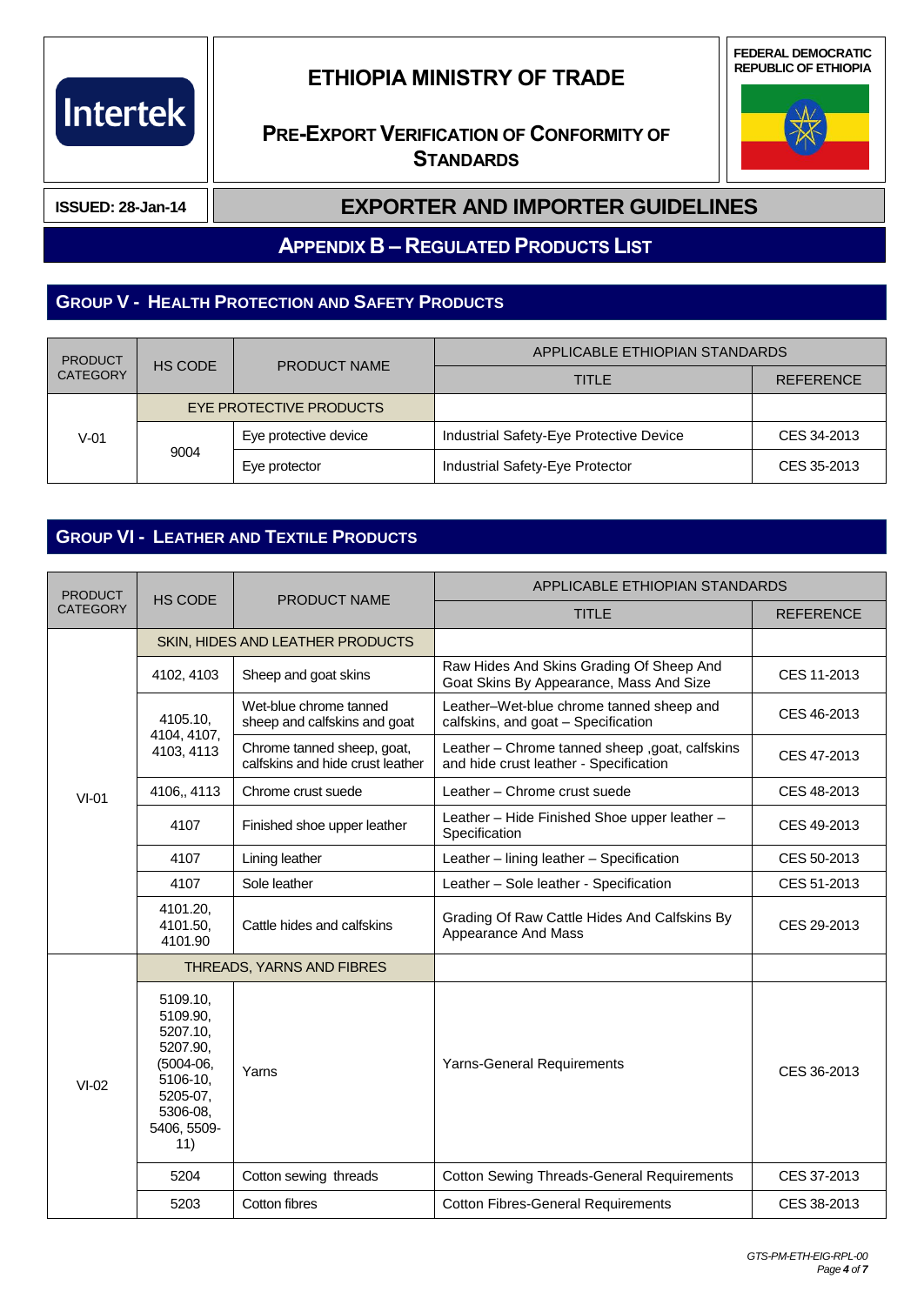## APPENDIX B – REGULATED PRODUCTS LIST

### GROUP V - HEALTH PROTECTION AND SAFETY PRODUCTS

| PRODUCT CATEGORY | HS CODE | PRODUCT NAME | APPLICABLE ETHIOPIAN STANDARDS | |
|---|---|---|---|---|
| | | | TITLE | REFERENCE |
| V-01 | EYE PROTECTIVE PRODUCTS | | | |
| | 9004 | Eye protective device | Industrial Safety-Eye Protective Device | CES 34-2013 |
| | | Eye protector | Industrial Safety-Eye Protector | CES 35-2013 |

### GROUP VI - LEATHER AND TEXTILE PRODUCTS

| PRODUCT CATEGORY | HS CODE | PRODUCT NAME | APPLICABLE ETHIOPIAN STANDARDS | |
|---|---|---|---|---|
| | | | TITLE | REFERENCE |
| VI-01 | SKIN, HIDES AND LEATHER PRODUCTS | | | |
| | 4102, 4103 | Sheep and goat skins | Raw Hides And Skins Grading Of Sheep And Goat Skins By Appearance, Mass And Size | CES 11-2013 |
| | 4105.10, 4104, 4107, 4103, 4113 | Wet-blue chrome tanned sheep and calfskins and goat | Leather–Wet-blue chrome tanned sheep and calfskins, and goat – Specification | CES 46-2013 |
| | | Chrome tanned sheep, goat, calfskins and hide crust leather | Leather – Chrome tanned sheep ,goat, calfskins and hide crust leather - Specification | CES 47-2013 |
| | 4106,, 4113 | Chrome crust suede | Leather – Chrome crust suede | CES 48-2013 |
| | 4107 | Finished shoe upper leather | Leather – Hide Finished Shoe upper leather – Specification | CES 49-2013 |
| | 4107 | Lining leather | Leather – lining leather – Specification | CES 50-2013 |
| | 4107 | Sole leather | Leather – Sole leather - Specification | CES 51-2013 |
| | 4101.20, 4101.50, 4101.90 | Cattle hides and calfskins | Grading Of Raw Cattle Hides And Calfskins By Appearance And Mass | CES 29-2013 |
| VI-02 | THREADS, YARNS AND FIBRES | | | |
| | 5109.10, 5109.90, 5207.10, 5207.90, (5004-06, 5106-10, 5205-07, 5306-08, 5406, 5509-11) | Yarns | Yarns-General Requirements | CES 36-2013 |
| | 5204 | Cotton sewing threads | Cotton Sewing Threads-General Requirements | CES 37-2013 |
| | 5203 | Cotton fibres | Cotton Fibres-General Requirements | CES 38-2013 |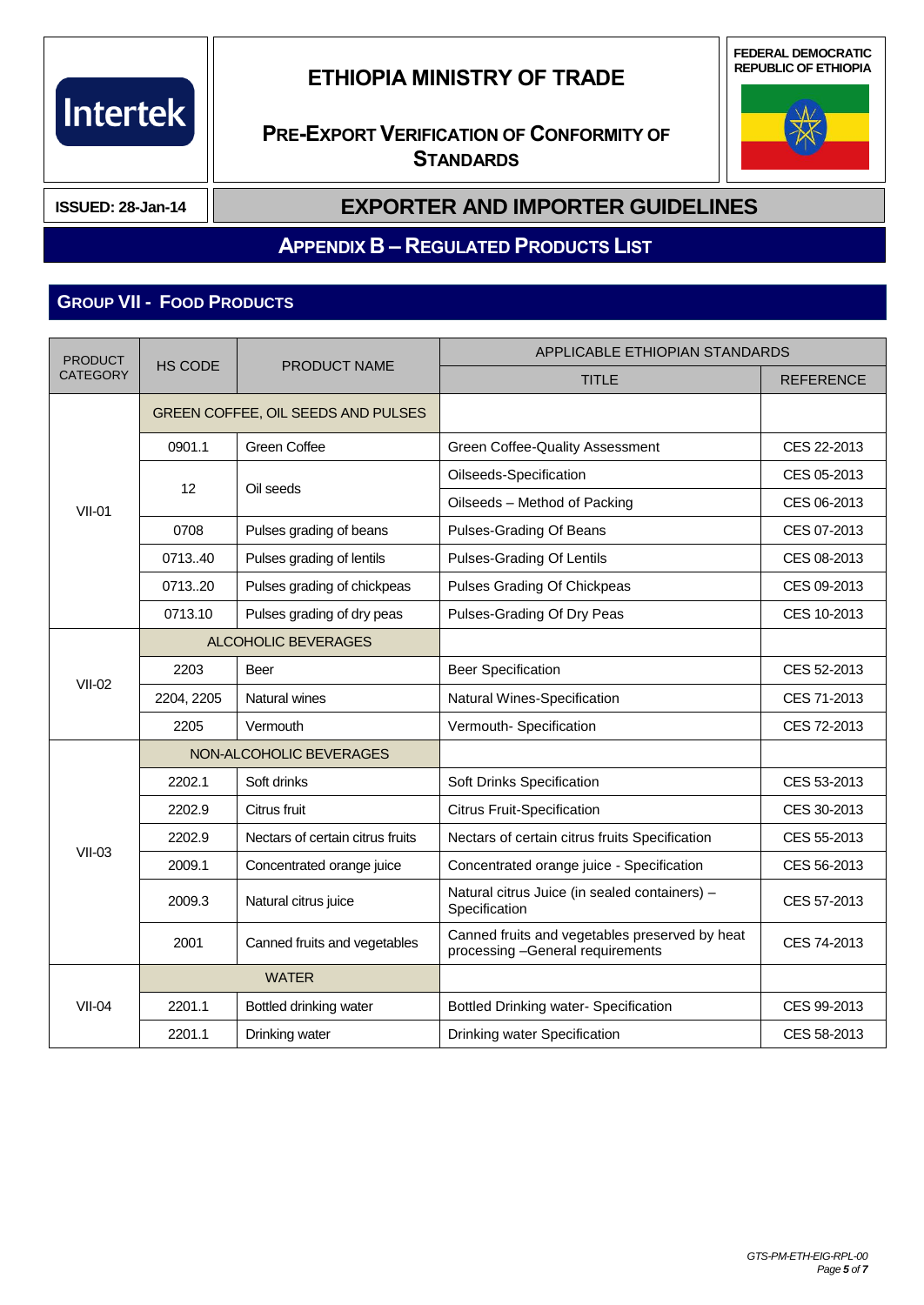# ETHIOPIA MINISTRY OF TRADE

## PRE-EXPORT VERIFICATION OF CONFORMITY OF STANDARDS

FEDERAL DEMOCRATIC REPUBLIC OF ETHIOPIA

**ISSUED: 28-Jan-14**

## EXPORTER AND IMPORTER GUIDELINES

## APPENDIX B – REGULATED PRODUCTS LIST

### GROUP VII - FOOD PRODUCTS

| PRODUCT CATEGORY | HS CODE | PRODUCT NAME | APPLICABLE ETHIOPIAN STANDARDS | |
|---|---|---|---|---|
| | | | TITLE | REFERENCE |
| VII-01 | GREEN COFFEE, OIL SEEDS AND PULSES | | | |
| | 0901.1 | Green Coffee | Green Coffee-Quality Assessment | CES 22-2013 |
| | 12 | Oil seeds | Oilseeds-Specification | CES 05-2013 |
| | | | Oilseeds – Method of Packing | CES 06-2013 |
| | 0708 | Pulses grading of beans | Pulses-Grading Of Beans | CES 07-2013 |
| | 0713..40 | Pulses grading of lentils | Pulses-Grading Of Lentils | CES 08-2013 |
| | 0713..20 | Pulses grading of chickpeas | Pulses Grading Of Chickpeas | CES 09-2013 |
| | 0713.10 | Pulses grading of dry peas | Pulses-Grading Of Dry Peas | CES 10-2013 |
| VII-02 | ALCOHOLIC BEVERAGES | | | |
| | 2203 | Beer | Beer Specification | CES 52-2013 |
| | 2204, 2205 | Natural wines | Natural Wines-Specification | CES 71-2013 |
| | 2205 | Vermouth | Vermouth- Specification | CES 72-2013 |
| VII-03 | NON-ALCOHOLIC BEVERAGES | | | |
| | 2202.1 | Soft drinks | Soft Drinks Specification | CES 53-2013 |
| | 2202.9 | Citrus fruit | Citrus Fruit-Specification | CES 30-2013 |
| | 2202.9 | Nectars of certain citrus fruits | Nectars of certain citrus fruits Specification | CES 55-2013 |
| | 2009.1 | Concentrated orange juice | Concentrated orange juice - Specification | CES 56-2013 |
| | 2009.3 | Natural citrus juice | Natural citrus Juice (in sealed containers) – Specification | CES 57-2013 |
| | 2001 | Canned fruits and vegetables | Canned fruits and vegetables preserved by heat processing –General requirements | CES 74-2013 |
| VII-04 | WATER | | | |
| | 2201.1 | Bottled drinking water | Bottled Drinking water- Specification | CES 99-2013 |
| | 2201.1 | Drinking water | Drinking water Specification | CES 58-2013 |

GTS-PM-ETH-EIG-RPL-00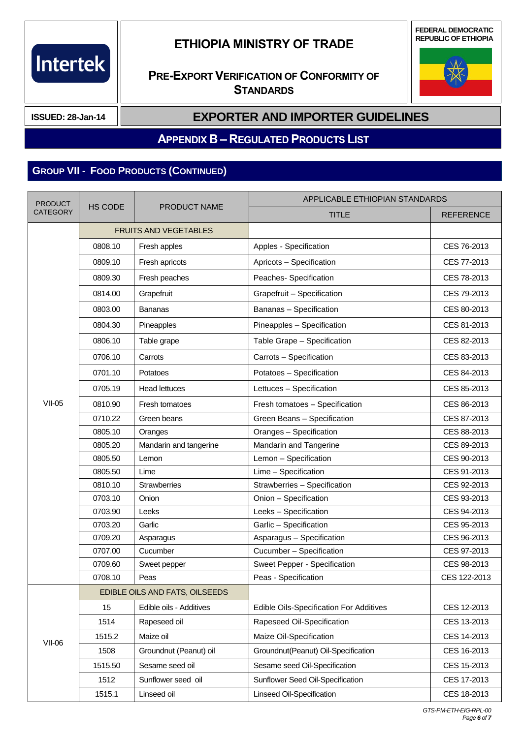Intertek

# ETHIOPIA MINISTRY OF TRADE

## PRE-EXPORT VERIFICATION OF CONFORMITY OF STANDARDS

FEDERAL DEMOCRATIC REPUBLIC OF ETHIOPIA

**ISSUED: 28-Jan-14**

## EXPORTER AND IMPORTER GUIDELINES

## APPENDIX B – REGULATED PRODUCTS LIST

### GROUP VII - FOOD PRODUCTS (CONTINUED)

| PRODUCT CATEGORY | HS CODE | PRODUCT NAME | APPLICABLE ETHIOPIAN STANDARDS | |
|---|---|---|---|---|
| | | | TITLE | REFERENCE |
| VII-05 | FRUITS AND VEGETABLES | | | |
| | 0808.10 | Fresh apples | Apples - Specification | CES 76-2013 |
| | 0809.10 | Fresh apricots | Apricots – Specification | CES 77-2013 |
| | 0809.30 | Fresh peaches | Peaches- Specification | CES 78-2013 |
| | 0814.00 | Grapefruit | Grapefruit – Specification | CES 79-2013 |
| | 0803.00 | Bananas | Bananas – Specification | CES 80-2013 |
| | 0804.30 | Pineapples | Pineapples – Specification | CES 81-2013 |
| | 0806.10 | Table grape | Table Grape – Specification | CES 82-2013 |
| | 0706.10 | Carrots | Carrots – Specification | CES 83-2013 |
| | 0701.10 | Potatoes | Potatoes – Specification | CES 84-2013 |
| | 0705.19 | Head lettuces | Lettuces – Specification | CES 85-2013 |
| | 0810.90 | Fresh tomatoes | Fresh tomatoes – Specification | CES 86-2013 |
| | 0710.22 | Green beans | Green Beans – Specification | CES 87-2013 |
| | 0805.10 | Oranges | Oranges – Specification | CES 88-2013 |
| | 0805.20 | Mandarin and tangerine | Mandarin and Tangerine | CES 89-2013 |
| | 0805.50 | Lemon | Lemon – Specification | CES 90-2013 |
| | 0805.50 | Lime | Lime – Specification | CES 91-2013 |
| | 0810.10 | Strawberries | Strawberries – Specification | CES 92-2013 |
| | 0703.10 | Onion | Onion – Specification | CES 93-2013 |
| | 0703.90 | Leeks | Leeks – Specification | CES 94-2013 |
| | 0703.20 | Garlic | Garlic – Specification | CES 95-2013 |
| | 0709.20 | Asparagus | Asparagus – Specification | CES 96-2013 |
| | 0707.00 | Cucumber | Cucumber – Specification | CES 97-2013 |
| | 0709.60 | Sweet pepper | Sweet Pepper - Specification | CES 98-2013 |
| | 0708.10 | Peas | Peas - Specification | CES 122-2013 |
| VII-06 | EDIBLE OILS AND FATS, OILSEEDS | | | |
| | 15 | Edible oils - Additives | Edible Oils-Specification For Additives | CES 12-2013 |
| | 1514 | Rapeseed oil | Rapeseed Oil-Specification | CES 13-2013 |
| | 1515.2 | Maize oil | Maize Oil-Specification | CES 14-2013 |
| | 1508 | Groundnut (Peanut) oil | Groundnut(Peanut) Oil-Specification | CES 16-2013 |
| | 1515.50 | Sesame seed oil | Sesame seed Oil-Specification | CES 15-2013 |
| | 1512 | Sunflower seed oil | Sunflower Seed Oil-Specification | CES 17-2013 |
| | 1515.1 | Linseed oil | Linseed Oil-Specification | CES 18-2013 |

*GTS-PM-ETH-EIG-RPL-00*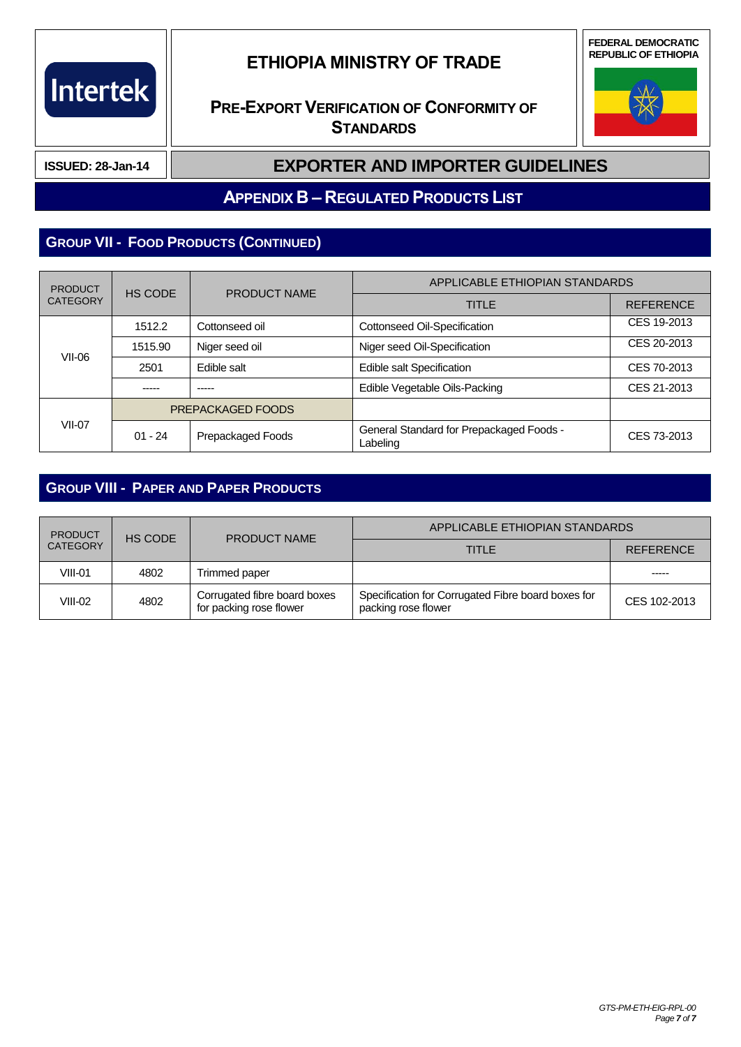# ETHIOPIA MINISTRY OF TRADE

## PRE-EXPORT VERIFICATION OF CONFORMITY OF STANDARDS

FEDERAL DEMOCRATIC REPUBLIC OF ETHIOPIA

**ISSUED: 28-Jan-14**

## EXPORTER AND IMPORTER GUIDELINES

## APPENDIX B – REGULATED PRODUCTS LIST

### GROUP VII - FOOD PRODUCTS (CONTINUED)

| PRODUCT CATEGORY | HS CODE | PRODUCT NAME | APPLICABLE ETHIOPIAN STANDARDS | |
|---|---|---|---|---|
| | | | TITLE | REFERENCE |
| VII-06 | 1512.2 | Cottonseed oil | Cottonseed Oil-Specification | CES 19-2013 |
| | 1515.90 | Niger seed oil | Niger seed Oil-Specification | CES 20-2013 |
| | 2501 | Edible salt | Edible salt Specification | CES 70-2013 |
| | ----- | ----- | Edible Vegetable Oils-Packing | CES 21-2013 |
| VII-07 | PREPACKAGED FOODS | | | |
| | 01 - 24 | Prepackaged Foods | General Standard for Prepackaged Foods - Labeling | CES 73-2013 |

### GROUP VIII - PAPER AND PAPER PRODUCTS

| PRODUCT CATEGORY | HS CODE | PRODUCT NAME | APPLICABLE ETHIOPIAN STANDARDS | |
|---|---|---|---|---|
| | | | TITLE | REFERENCE |
| VIII-01 | 4802 | Trimmed paper | | ----- |
| VIII-02 | 4802 | Corrugated fibre board boxes for packing rose flower | Specification for Corrugated Fibre board boxes for packing rose flower | CES 102-2013 |